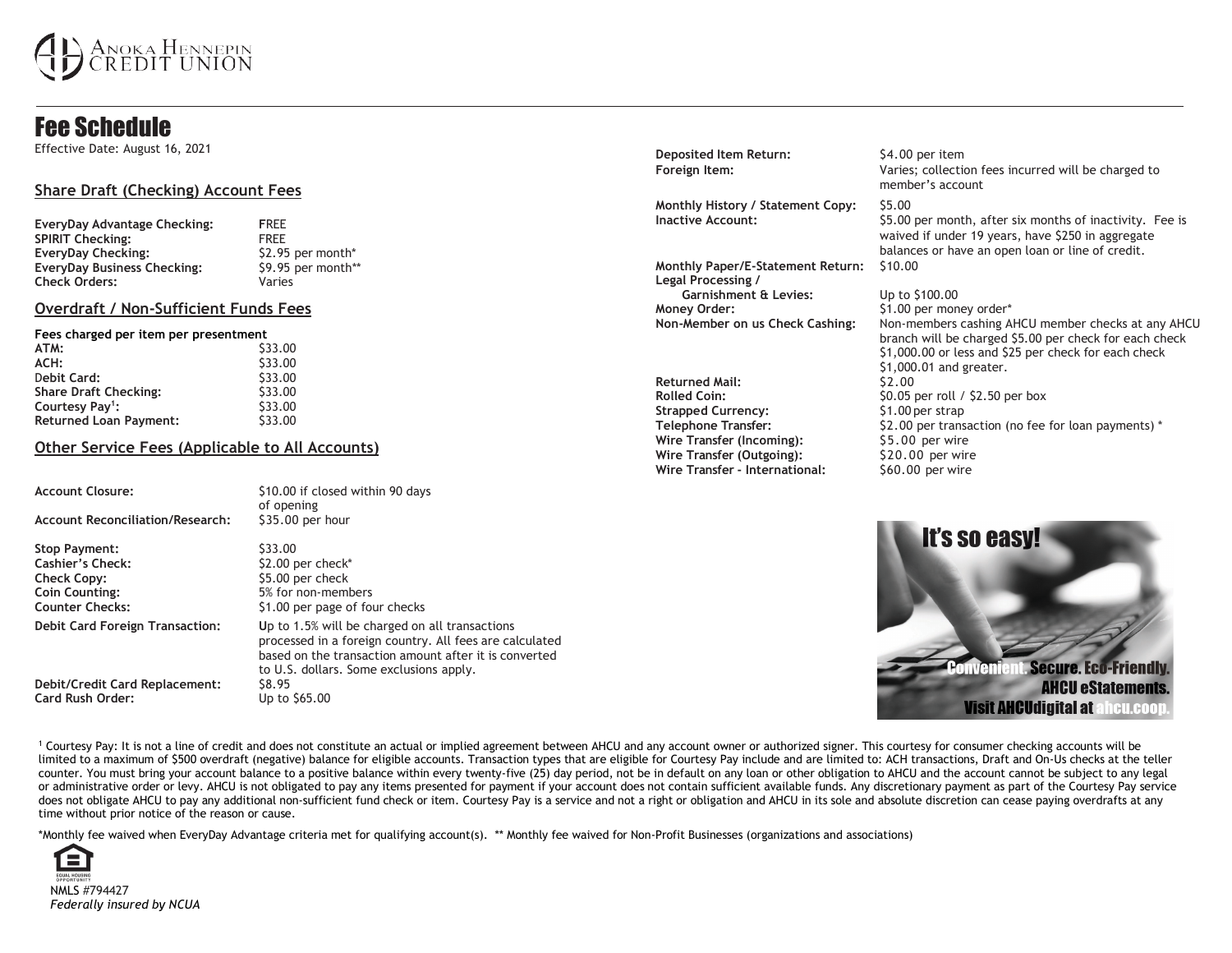Anoka Hennepin Credit Union

# Fee Schedule

Effective Date: August 16, 2021

## Share Draft (Checking) Account Fees

| | |
|---|---|
| **EveryDay Advantage Checking:** | FREE |
| **SPIRIT Checking:** | FREE |
| **EveryDay Checking:** | $2.95 per month* |
| **EveryDay Business Checking:** | $9.95 per month** |
| **Check Orders:** | Varies |

## Overdraft / Non-Sufficient Funds Fees

**Fees charged per item per presentment**

| | |
|---|---|
| **ATM:** | $33.00 |
| **ACH:** | $33.00 |
| **Debit Card:** | $33.00 |
| **Share Draft Checking:** | $33.00 |
| **Courtesy Pay[1]:** | $33.00 |
| **Returned Loan Payment:** | $33.00 |

## Other Service Fees (Applicable to All Accounts)

| | |
|---|---|
| **Account Closure:** | $10.00 if closed within 90 days of opening |
| **Account Reconciliation/Research:** | $35.00 per hour |
| **Stop Payment:** | $33.00 |
| **Cashier's Check:** | $2.00 per check* |
| **Check Copy:** | $5.00 per check |
| **Coin Counting:** | 5% for non-members |
| **Counter Checks:** | $1.00 per page of four checks |
| **Debit Card Foreign Transaction:** | Up to 1.5% will be charged on all transactions processed in a foreign country. All fees are calculated based on the transaction amount after it is converted to U.S. dollars. Some exclusions apply. |
| **Debit/Credit Card Replacement:** | $8.95 |
| **Card Rush Order:** | Up to $65.00 |
| **Deposited Item Return:** | $4.00 per item |
| **Foreign Item:** | Varies; collection fees incurred will be charged to member's account |
| **Monthly History / Statement Copy:** | $5.00 |
| **Inactive Account:** | $5.00 per month, after six months of inactivity. Fee is waived if under 19 years, have $250 in aggregate balances or have an open loan or line of credit. |
| **Monthly Paper/E-Statement Return:** | $10.00 |
| **Legal Processing / Garnishment & Levies:** | Up to $100.00 |
| **Money Order:** | $1.00 per money order* |
| **Non-Member on us Check Cashing:** | Non-members cashing AHCU member checks at any AHCU branch will be charged $5.00 per check for each check $1,000.00 or less and $25 per check for each check $1,000.01 and greater. |
| **Returned Mail:** | $2.00 |
| **Rolled Coin:** | $0.05 per roll / $2.50 per box |
| **Strapped Currency:** | $1.00 per strap |
| **Telephone Transfer:** | $2.00 per transaction (no fee for loan payments) * |
| **Wire Transfer (Incoming):** | $5.00 per wire |
| **Wire Transfer (Outgoing):** | $20.00 per wire |
| **Wire Transfer - International:** | $60.00 per wire |

It's so easy! Convenient. Secure. Eco-Friendly. AHCU eStatements. Visit AHCUdigital at ahcu.coop.

[1] Courtesy Pay: It is not a line of credit and does not constitute an actual or implied agreement between AHCU and any account owner or authorized signer. This courtesy for consumer checking accounts will be limited to a maximum of $500 overdraft (negative) balance for eligible accounts. Transaction types that are eligible for Courtesy Pay include and are limited to: ACH transactions, Draft and On-Us checks at the teller counter. You must bring your account balance to a positive balance within every twenty-five (25) day period, not be in default on any loan or other obligation to AHCU and the account cannot be subject to any legal or administrative order or levy. AHCU is not obligated to pay any items presented for payment if your account does not contain sufficient available funds. Any discretionary payment as part of the Courtesy Pay service does not obligate AHCU to pay any additional non-sufficient fund check or item. Courtesy Pay is a service and not a right or obligation and AHCU in its sole and absolute discretion can cease paying overdrafts at any time without prior notice of the reason or cause.

*Monthly fee waived when EveryDay Advantage criteria met for qualifying account(s). ** Monthly fee waived for Non-Profit Businesses (organizations and associations)

NMLS #794427

*Federally insured by NCUA*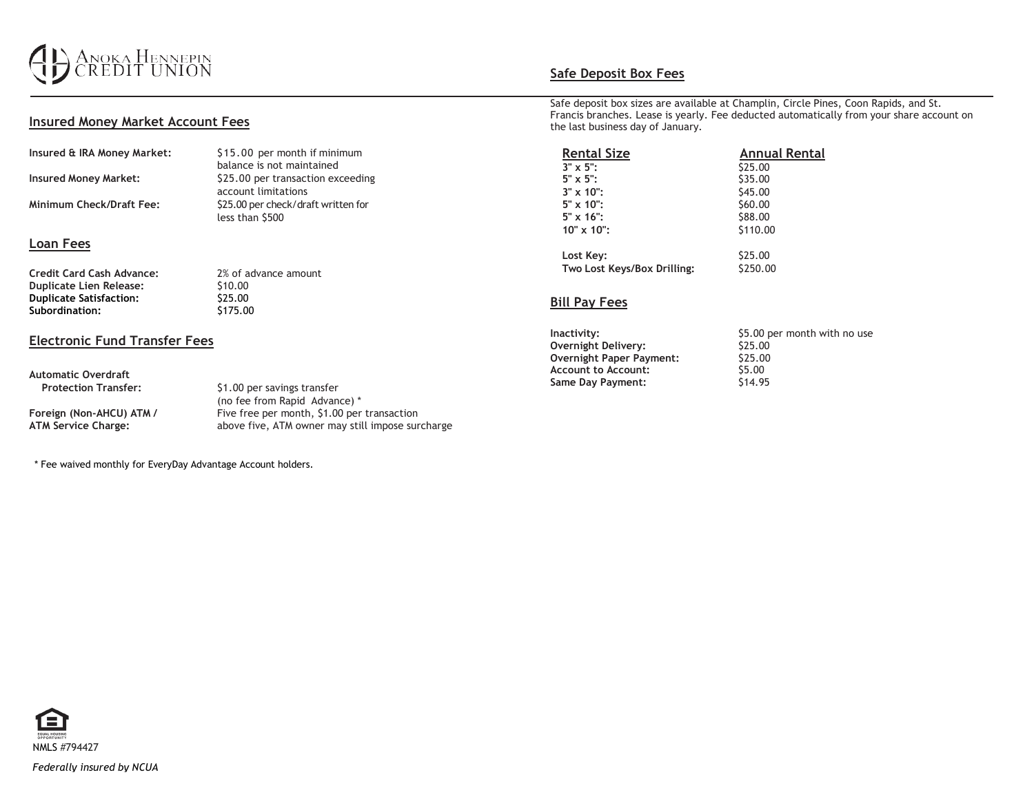Anoka Hennepin Credit Union

## Insured Money Market Account Fees

| | |
|---|---|
| **Insured & IRA Money Market:** | $15.00 per month if minimum balance is not maintained |
| **Insured Money Market:** | $25.00 per transaction exceeding account limitations |
| **Minimum Check/Draft Fee:** | $25.00 per check/draft written for less than $500 |

## Loan Fees

| | |
|---|---|
| **Credit Card Cash Advance:** | 2% of advance amount |
| **Duplicate Lien Release:** | $10.00 |
| **Duplicate Satisfaction:** | $25.00 |
| **Subordination:** | $175.00 |

## Electronic Fund Transfer Fees

| | |
|---|---|
| **Automatic Overdraft Protection Transfer:** | $1.00 per savings transfer (no fee from Rapid Advance) * |
| **Foreign (Non-AHCU) ATM / ATM Service Charge:** | Five free per month, $1.00 per transaction above five, ATM owner may still impose surcharge |

* Fee waived monthly for EveryDay Advantage Account holders.

## Safe Deposit Box Fees

Safe deposit box sizes are available at Champlin, Circle Pines, Coon Rapids, and St. Francis branches. Lease is yearly. Fee deducted automatically from your share account on the last business day of January.

| Rental Size | Annual Rental |
|---|---|
| **3" x 5":** | $25.00 |
| **5" x 5":** | $35.00 |
| **3" x 10":** | $45.00 |
| **5" x 10":** | $60.00 |
| **5" x 16":** | $88.00 |
| **10" x 10":** | $110.00 |
| **Lost Key:** | $25.00 |
| **Two Lost Keys/Box Drilling:** | $250.00 |

## Bill Pay Fees

| | |
|---|---|
| **Inactivity:** | $5.00 per month with no use |
| **Overnight Delivery:** | $25.00 |
| **Overnight Paper Payment:** | $25.00 |
| **Account to Account:** | $5.00 |
| **Same Day Payment:** | $14.95 |

NMLS #794427

*Federally insured by NCUA*